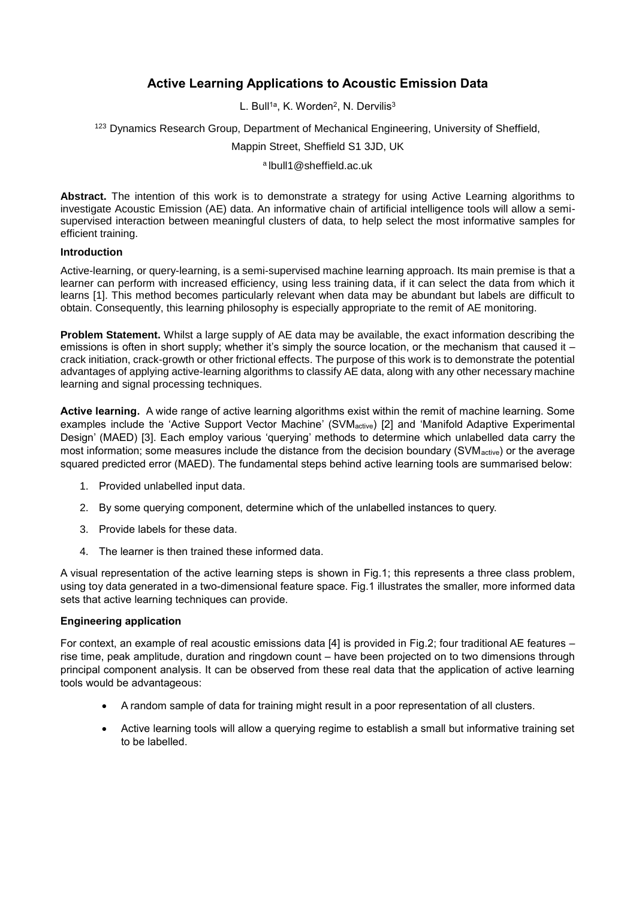# Active Learning Applications to Acoustic Emission Data

L. Bull[1a], K. Worden[2], N. Dervilis[3]

[123] Dynamics Research Group, Department of Mechanical Engineering, University of Sheffield,

Mappin Street, Sheffield S1 3JD, UK

[a] lbull1@sheffield.ac.uk

**Abstract.** The intention of this work is to demonstrate a strategy for using Active Learning algorithms to investigate Acoustic Emission (AE) data. An informative chain of artificial intelligence tools will allow a semi-supervised interaction between meaningful clusters of data, to help select the most informative samples for efficient training.

### Introduction

Active-learning, or query-learning, is a semi-supervised machine learning approach. Its main premise is that a learner can perform with increased efficiency, using less training data, if it can select the data from which it learns [1]. This method becomes particularly relevant when data may be abundant but labels are difficult to obtain. Consequently, this learning philosophy is especially appropriate to the remit of AE monitoring.

**Problem Statement.** Whilst a large supply of AE data may be available, the exact information describing the emissions is often in short supply; whether it's simply the source location, or the mechanism that caused it – crack initiation, crack-growth or other frictional effects. The purpose of this work is to demonstrate the potential advantages of applying active-learning algorithms to classify AE data, along with any other necessary machine learning and signal processing techniques.

**Active learning.** A wide range of active learning algorithms exist within the remit of machine learning. Some examples include the 'Active Support Vector Machine' ($SVM_{active}$) [2] and 'Manifold Adaptive Experimental Design' (MAED) [3]. Each employ various 'querying' methods to determine which unlabelled data carry the most information; some measures include the distance from the decision boundary ($SVM_{active}$) or the average squared predicted error (MAED). The fundamental steps behind active learning tools are summarised below:

1. Provided unlabelled input data.
2. By some querying component, determine which of the unlabelled instances to query.
3. Provide labels for these data.
4. The learner is then trained these informed data.

A visual representation of the active learning steps is shown in Fig.1; this represents a three class problem, using toy data generated in a two-dimensional feature space. Fig.1 illustrates the smaller, more informed data sets that active learning techniques can provide.

### Engineering application

For context, an example of real acoustic emissions data [4] is provided in Fig.2; four traditional AE features – rise time, peak amplitude, duration and ringdown count – have been projected on to two dimensions through principal component analysis. It can be observed from these real data that the application of active learning tools would be advantageous:

- A random sample of data for training might result in a poor representation of all clusters.
- Active learning tools will allow a querying regime to establish a small but informative training set to be labelled.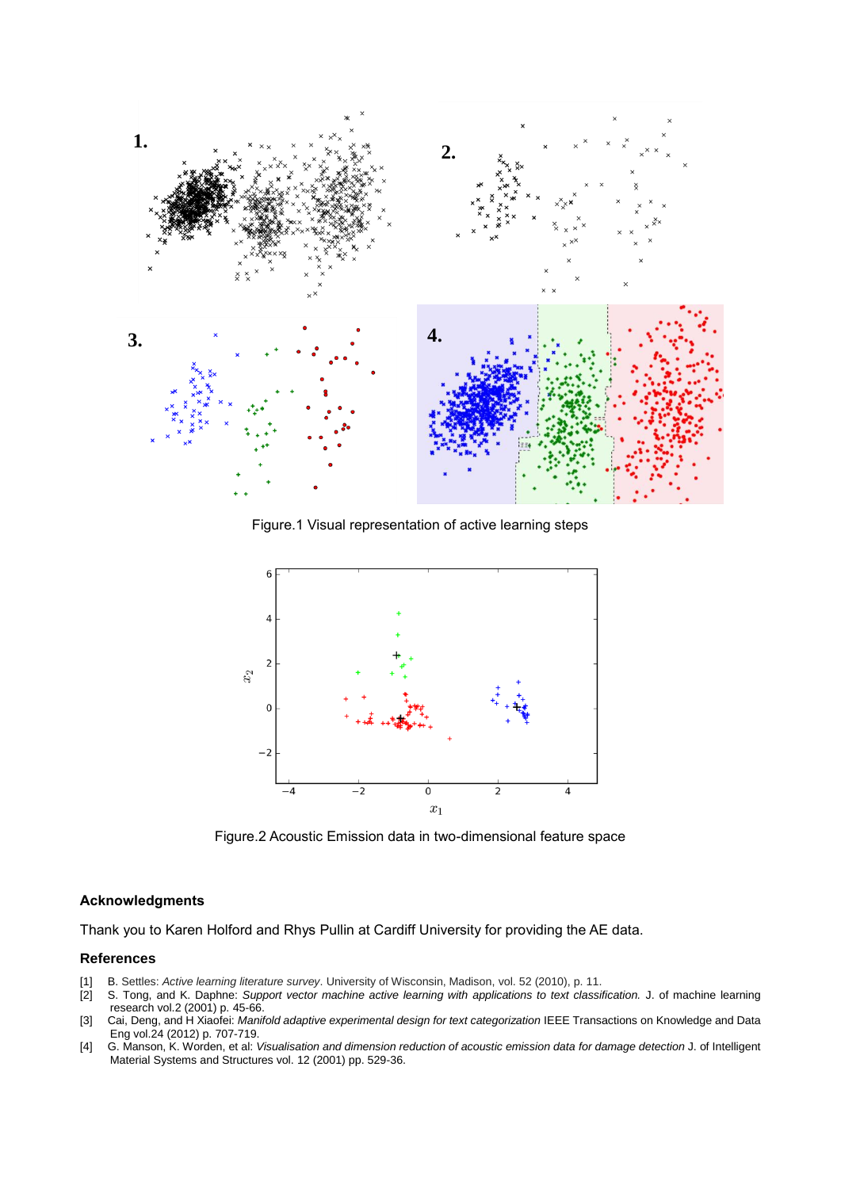1.

2.

3.

4.

Figure.1 Visual representation of active learning steps

6

4

2

0

−2

−4

−2

0

2

4

$x_2$

$x_1$

Figure.2 Acoustic Emission data in two-dimensional feature space

### Acknowledgments

Thank you to Karen Holford and Rhys Pullin at Cardiff University for providing the AE data.

### References

[1] B. Settles: *Active learning literature survey*. University of Wisconsin, Madison, vol. 52 (2010), p. 11.

[2] S. Tong, and K. Daphne: *Support vector machine active learning with applications to text classification.* J. of machine learning research vol.2 (2001) p. 45-66.

[3] Cai, Deng, and H Xiaofei: *Manifold adaptive experimental design for text categorization* IEEE Transactions on Knowledge and Data Eng vol.24 (2012) p. 707-719.

[4] G. Manson, K. Worden, et al: *Visualisation and dimension reduction of acoustic emission data for damage detection* J. of Intelligent Material Systems and Structures vol. 12 (2001) pp. 529-36.